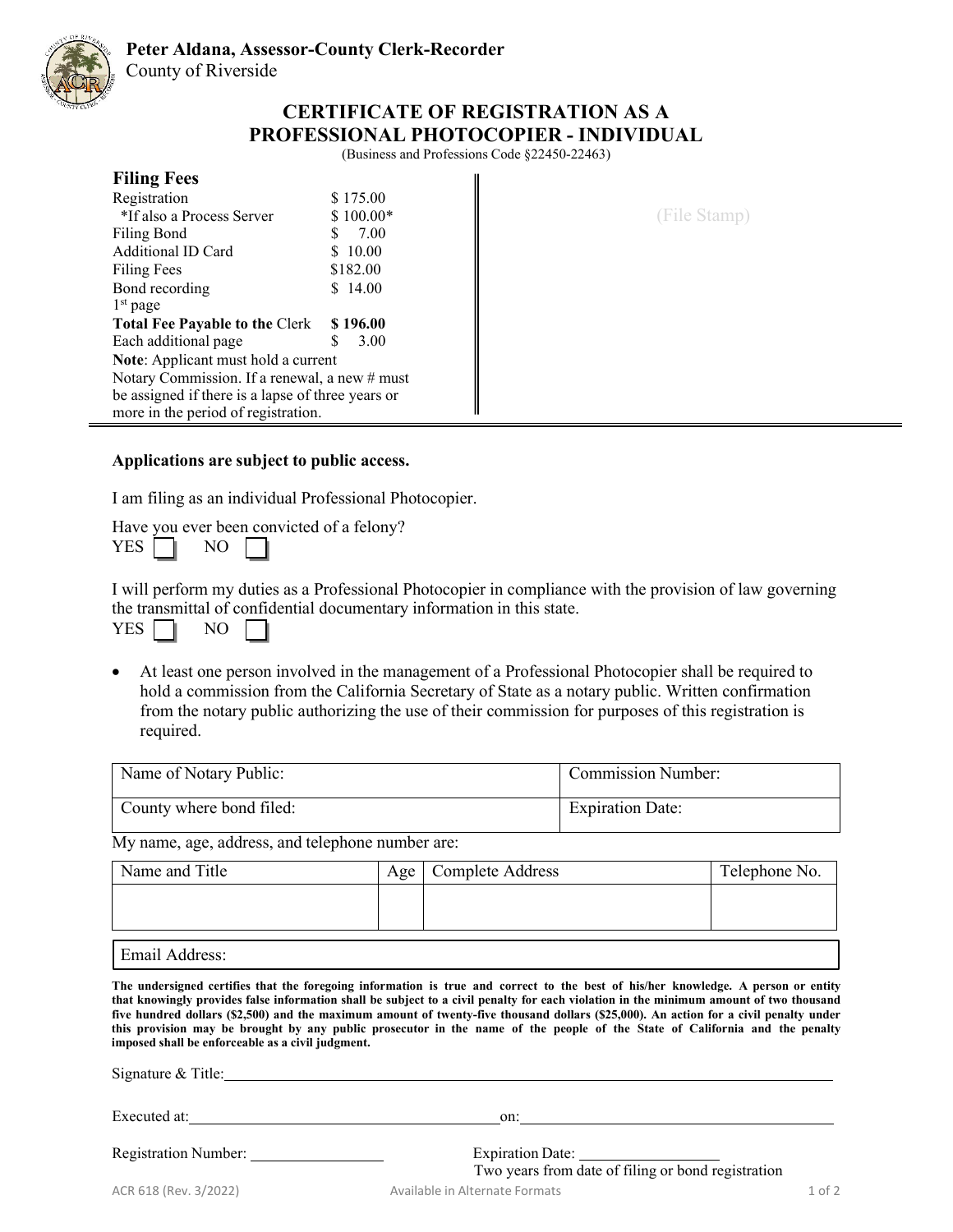**Peter Aldana, Assessor-County Clerk-Recorder**
County of Riverside

# CERTIFICATE OF REGISTRATION AS A PROFESSIONAL PHOTOCOPIER - INDIVIDUAL

(Business and Professions Code §22450-22463)

### Filing Fees

| | |
|---|---|
| Registration | $ 175.00 |
| *If also a Process Server | $ 100.00* |
| Filing Bond | $ 7.00 |
| Additional ID Card | $ 10.00 |
| Filing Fees | $182.00 |
| Bond recording 1st page | $ 14.00 |
| **Total Fee Payable to the** Clerk | **$ 196.00** |
| Each additional page | $ 3.00 |

**Note**: Applicant must hold a current Notary Commission. If a renewal, a new # must be assigned if there is a lapse of three years or more in the period of registration.

(File Stamp)

**Applications are subject to public access.**

I am filing as an individual Professional Photocopier.

Have you ever been convicted of a felony?
YES ☐ NO ☐

I will perform my duties as a Professional Photocopier in compliance with the provision of law governing the transmittal of confidential documentary information in this state.
YES ☐ NO ☐

- At least one person involved in the management of a Professional Photocopier shall be required to hold a commission from the California Secretary of State as a notary public. Written confirmation from the notary public authorizing the use of their commission for purposes of this registration is required.

| Name of Notary Public: | Commission Number: |
|---|---|
| County where bond filed: | Expiration Date: |

My name, age, address, and telephone number are:

| Name and Title | Age | Complete Address | Telephone No. |
|---|---|---|---|
| | | | |

Email Address:

**The undersigned certifies that the foregoing information is true and correct to the best of his/her knowledge. A person or entity that knowingly provides false information shall be subject to a civil penalty for each violation in the minimum amount of two thousand five hundred dollars ($2,500) and the maximum amount of twenty-five thousand dollars ($25,000). An action for a civil penalty under this provision may be brought by any public prosecutor in the name of the people of the State of California and the penalty imposed shall be enforceable as a civil judgment.**

Signature & Title: ____________________

Executed at: ____________________ on: ____________________

Registration Number: ____________ Expiration Date: ____________
Two years from date of filing or bond registration

ACR 618 (Rev. 3/2022) Available in Alternate Formats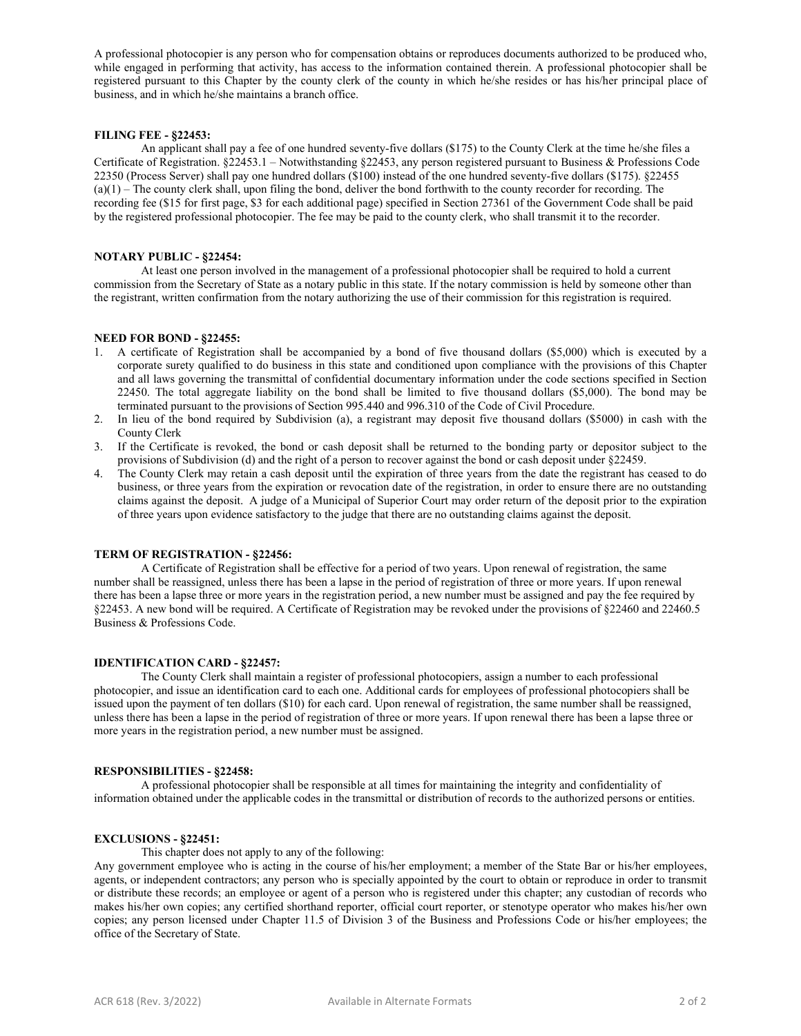A professional photocopier is any person who for compensation obtains or reproduces documents authorized to be produced who, while engaged in performing that activity, has access to the information contained therein. A professional photocopier shall be registered pursuant to this Chapter by the county clerk of the county in which he/she resides or has his/her principal place of business, and in which he/she maintains a branch office.

**FILING FEE - §22453:**

An applicant shall pay a fee of one hundred seventy-five dollars ($175) to the County Clerk at the time he/she files a Certificate of Registration. §22453.1 – Notwithstanding §22453, any person registered pursuant to Business & Professions Code 22350 (Process Server) shall pay one hundred dollars ($100) instead of the one hundred seventy-five dollars ($175). §22455 (a)(1) – The county clerk shall, upon filing the bond, deliver the bond forthwith to the county recorder for recording. The recording fee ($15 for first page, $3 for each additional page) specified in Section 27361 of the Government Code shall be paid by the registered professional photocopier. The fee may be paid to the county clerk, who shall transmit it to the recorder.

**NOTARY PUBLIC - §22454:**

At least one person involved in the management of a professional photocopier shall be required to hold a current commission from the Secretary of State as a notary public in this state. If the notary commission is held by someone other than the registrant, written confirmation from the notary authorizing the use of their commission for this registration is required.

**NEED FOR BOND - §22455:**

1. A certificate of Registration shall be accompanied by a bond of five thousand dollars ($5,000) which is executed by a corporate surety qualified to do business in this state and conditioned upon compliance with the provisions of this Chapter and all laws governing the transmittal of confidential documentary information under the code sections specified in Section 22450. The total aggregate liability on the bond shall be limited to five thousand dollars ($5,000). The bond may be terminated pursuant to the provisions of Section 995.440 and 996.310 of the Code of Civil Procedure.
2. In lieu of the bond required by Subdivision (a), a registrant may deposit five thousand dollars ($5000) in cash with the County Clerk
3. If the Certificate is revoked, the bond or cash deposit shall be returned to the bonding party or depositor subject to the provisions of Subdivision (d) and the right of a person to recover against the bond or cash deposit under §22459.
4. The County Clerk may retain a cash deposit until the expiration of three years from the date the registrant has ceased to do business, or three years from the expiration or revocation date of the registration, in order to ensure there are no outstanding claims against the deposit. A judge of a Municipal of Superior Court may order return of the deposit prior to the expiration of three years upon evidence satisfactory to the judge that there are no outstanding claims against the deposit.

**TERM OF REGISTRATION - §22456:**

A Certificate of Registration shall be effective for a period of two years. Upon renewal of registration, the same number shall be reassigned, unless there has been a lapse in the period of registration of three or more years. If upon renewal there has been a lapse three or more years in the registration period, a new number must be assigned and pay the fee required by §22453. A new bond will be required. A Certificate of Registration may be revoked under the provisions of §22460 and 22460.5 Business & Professions Code.

**IDENTIFICATION CARD - §22457:**

The County Clerk shall maintain a register of professional photocopiers, assign a number to each professional photocopier, and issue an identification card to each one. Additional cards for employees of professional photocopiers shall be issued upon the payment of ten dollars ($10) for each card. Upon renewal of registration, the same number shall be reassigned, unless there has been a lapse in the period of registration of three or more years. If upon renewal there has been a lapse three or more years in the registration period, a new number must be assigned.

**RESPONSIBILITIES - §22458:**

A professional photocopier shall be responsible at all times for maintaining the integrity and confidentiality of information obtained under the applicable codes in the transmittal or distribution of records to the authorized persons or entities.

**EXCLUSIONS - §22451:**

This chapter does not apply to any of the following:

Any government employee who is acting in the course of his/her employment; a member of the State Bar or his/her employees, agents, or independent contractors; any person who is specially appointed by the court to obtain or reproduce in order to transmit or distribute these records; an employee or agent of a person who is registered under this chapter; any custodian of records who makes his/her own copies; any certified shorthand reporter, official court reporter, or stenotype operator who makes his/her own copies; any person licensed under Chapter 11.5 of Division 3 of the Business and Professions Code or his/her employees; the office of the Secretary of State.

ACR 618 (Rev. 3/2022) Available in Alternate Formats